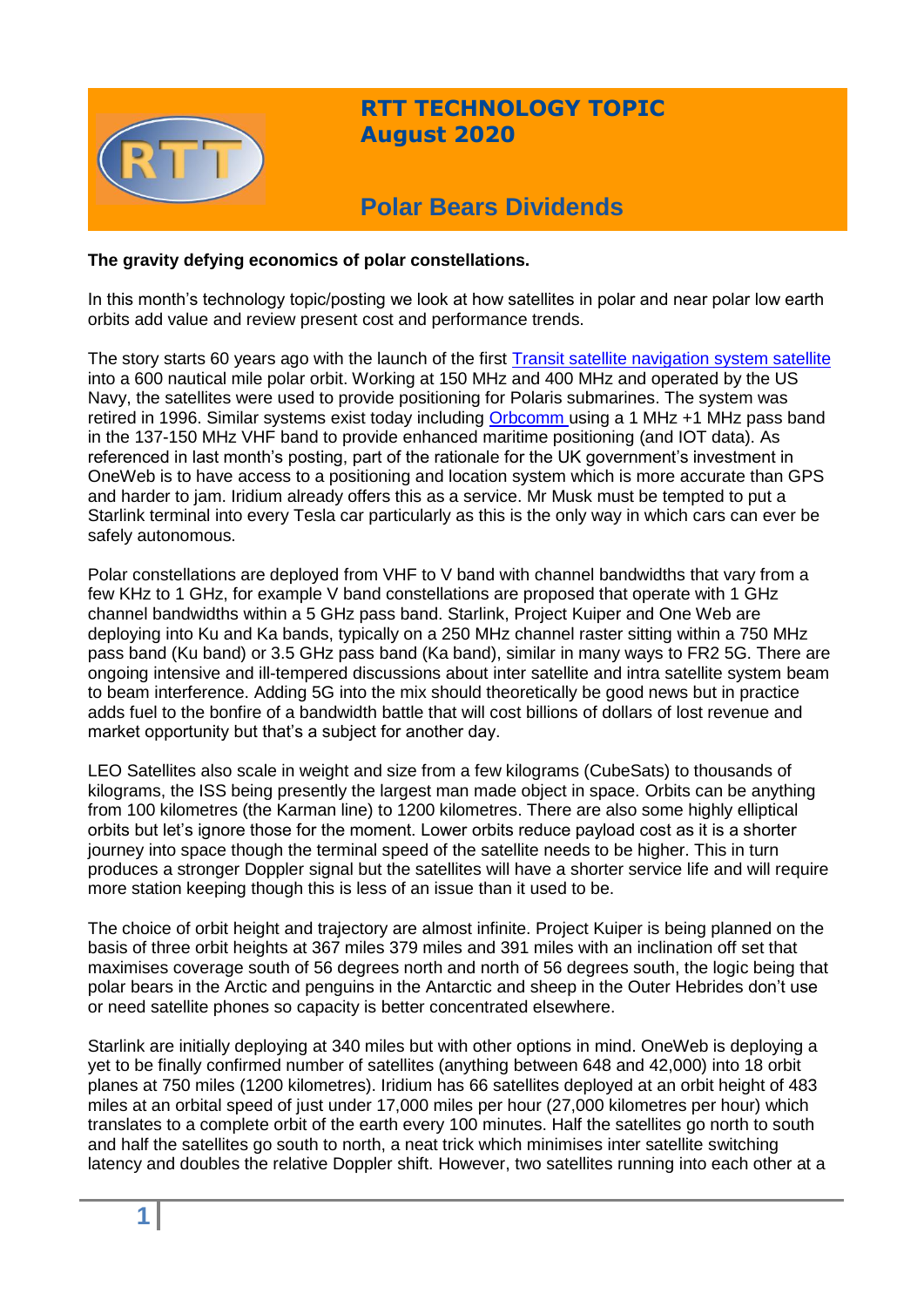# RTT TECHNOLOGY TOPIC August 2020

## Polar Bears Dividends

**The gravity defying economics of polar constellations.**

In this month's technology topic/posting we look at how satellites in polar and near polar low earth orbits add value and review present cost and performance trends.

The story starts 60 years ago with the launch of the first [Transit satellite navigation system satellite]() into a 600 nautical mile polar orbit. Working at 150 MHz and 400 MHz and operated by the US Navy, the satellites were used to provide positioning for Polaris submarines. The system was retired in 1996. Similar systems exist today including [Orbcomm]() using a 1 MHz +1 MHz pass band in the 137-150 MHz VHF band to provide enhanced maritime positioning (and IOT data). As referenced in last month's posting, part of the rationale for the UK government's investment in OneWeb is to have access to a positioning and location system which is more accurate than GPS and harder to jam. Iridium already offers this as a service. Mr Musk must be tempted to put a Starlink terminal into every Tesla car particularly as this is the only way in which cars can ever be safely autonomous.

Polar constellations are deployed from VHF to V band with channel bandwidths that vary from a few KHz to 1 GHz, for example V band constellations are proposed that operate with 1 GHz channel bandwidths within a 5 GHz pass band. Starlink, Project Kuiper and One Web are deploying into Ku and Ka bands, typically on a 250 MHz channel raster sitting within a 750 MHz pass band (Ku band) or 3.5 GHz pass band (Ka band), similar in many ways to FR2 5G. There are ongoing intensive and ill-tempered discussions about inter satellite and intra satellite system beam to beam interference. Adding 5G into the mix should theoretically be good news but in practice adds fuel to the bonfire of a bandwidth battle that will cost billions of dollars of lost revenue and market opportunity but that's a subject for another day.

LEO Satellites also scale in weight and size from a few kilograms (CubeSats) to thousands of kilograms, the ISS being presently the largest man made object in space. Orbits can be anything from 100 kilometres (the Karman line) to 1200 kilometres. There are also some highly elliptical orbits but let's ignore those for the moment. Lower orbits reduce payload cost as it is a shorter journey into space though the terminal speed of the satellite needs to be higher. This in turn produces a stronger Doppler signal but the satellites will have a shorter service life and will require more station keeping though this is less of an issue than it used to be.

The choice of orbit height and trajectory are almost infinite. Project Kuiper is being planned on the basis of three orbit heights at 367 miles 379 miles and 391 miles with an inclination off set that maximises coverage south of 56 degrees north and north of 56 degrees south, the logic being that polar bears in the Arctic and penguins in the Antarctic and sheep in the Outer Hebrides don't use or need satellite phones so capacity is better concentrated elsewhere.

Starlink are initially deploying at 340 miles but with other options in mind. OneWeb is deploying a yet to be finally confirmed number of satellites (anything between 648 and 42,000) into 18 orbit planes at 750 miles (1200 kilometres). Iridium has 66 satellites deployed at an orbit height of 483 miles at an orbital speed of just under 17,000 miles per hour (27,000 kilometres per hour) which translates to a complete orbit of the earth every 100 minutes. Half the satellites go north to south and half the satellites go south to north, a neat trick which minimises inter satellite switching latency and doubles the relative Doppler shift. However, two satellites running into each other at a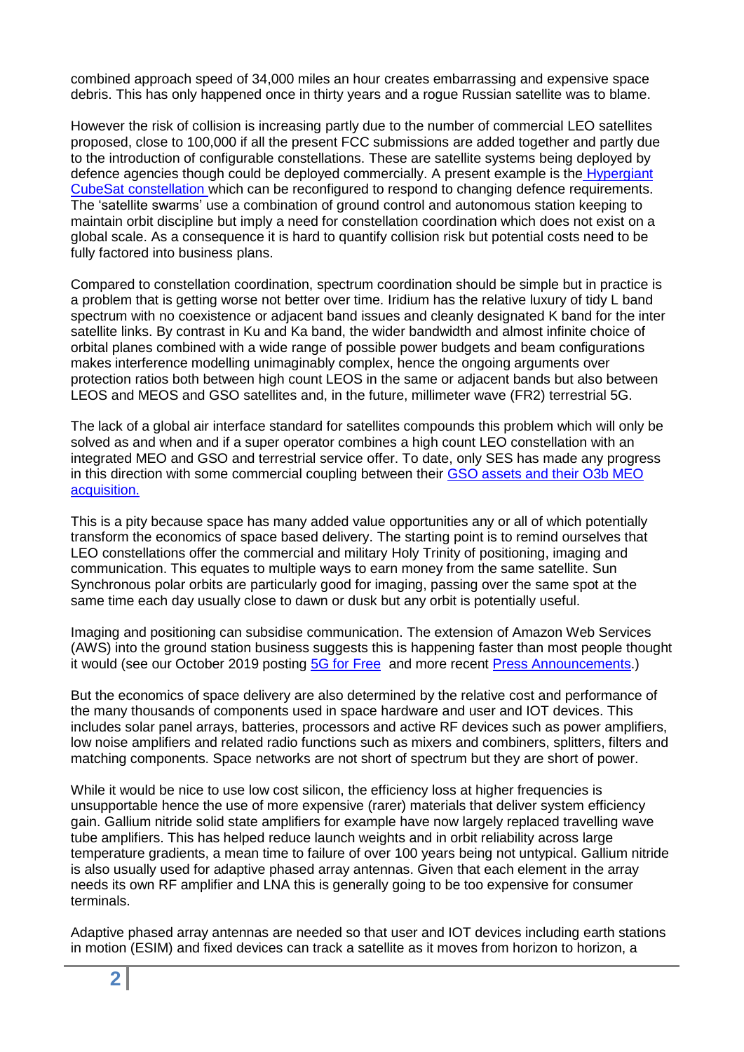combined approach speed of 34,000 miles an hour creates embarrassing and expensive space debris. This has only happened once in thirty years and a rogue Russian satellite was to blame.

However the risk of collision is increasing partly due to the number of commercial LEO satellites proposed, close to 100,000 if all the present FCC submissions are added together and partly due to the introduction of configurable constellations. These are satellite systems being deployed by defence agencies though could be deployed commercially. A present example is the Hypergiant CubeSat constellation which can be reconfigured to respond to changing defence requirements. The 'satellite swarms' use a combination of ground control and autonomous station keeping to maintain orbit discipline but imply a need for constellation coordination which does not exist on a global scale. As a consequence it is hard to quantify collision risk but potential costs need to be fully factored into business plans.

Compared to constellation coordination, spectrum coordination should be simple but in practice is a problem that is getting worse not better over time. Iridium has the relative luxury of tidy L band spectrum with no coexistence or adjacent band issues and cleanly designated K band for the inter satellite links. By contrast in Ku and Ka band, the wider bandwidth and almost infinite choice of orbital planes combined with a wide range of possible power budgets and beam configurations makes interference modelling unimaginably complex, hence the ongoing arguments over protection ratios both between high count LEOS in the same or adjacent bands but also between LEOS and MEOS and GSO satellites and, in the future, millimeter wave (FR2) terrestrial 5G.

The lack of a global air interface standard for satellites compounds this problem which will only be solved as and when and if a super operator combines a high count LEO constellation with an integrated MEO and GSO and terrestrial service offer. To date, only SES has made any progress in this direction with some commercial coupling between their GSO assets and their O3b MEO acquisition.

This is a pity because space has many added value opportunities any or all of which potentially transform the economics of space based delivery. The starting point is to remind ourselves that LEO constellations offer the commercial and military Holy Trinity of positioning, imaging and communication. This equates to multiple ways to earn money from the same satellite. Sun Synchronous polar orbits are particularly good for imaging, passing over the same spot at the same time each day usually close to dawn or dusk but any orbit is potentially useful.

Imaging and positioning can subsidise communication. The extension of Amazon Web Services (AWS) into the ground station business suggests this is happening faster than most people thought it would (see our October 2019 posting 5G for Free and more recent Press Announcements.)

But the economics of space delivery are also determined by the relative cost and performance of the many thousands of components used in space hardware and user and IOT devices. This includes solar panel arrays, batteries, processors and active RF devices such as power amplifiers, low noise amplifiers and related radio functions such as mixers and combiners, splitters, filters and matching components. Space networks are not short of spectrum but they are short of power.

While it would be nice to use low cost silicon, the efficiency loss at higher frequencies is unsupportable hence the use of more expensive (rarer) materials that deliver system efficiency gain. Gallium nitride solid state amplifiers for example have now largely replaced travelling wave tube amplifiers. This has helped reduce launch weights and in orbit reliability across large temperature gradients, a mean time to failure of over 100 years being not untypical. Gallium nitride is also usually used for adaptive phased array antennas. Given that each element in the array needs its own RF amplifier and LNA this is generally going to be too expensive for consumer terminals.

Adaptive phased array antennas are needed so that user and IOT devices including earth stations in motion (ESIM) and fixed devices can track a satellite as it moves from horizon to horizon, a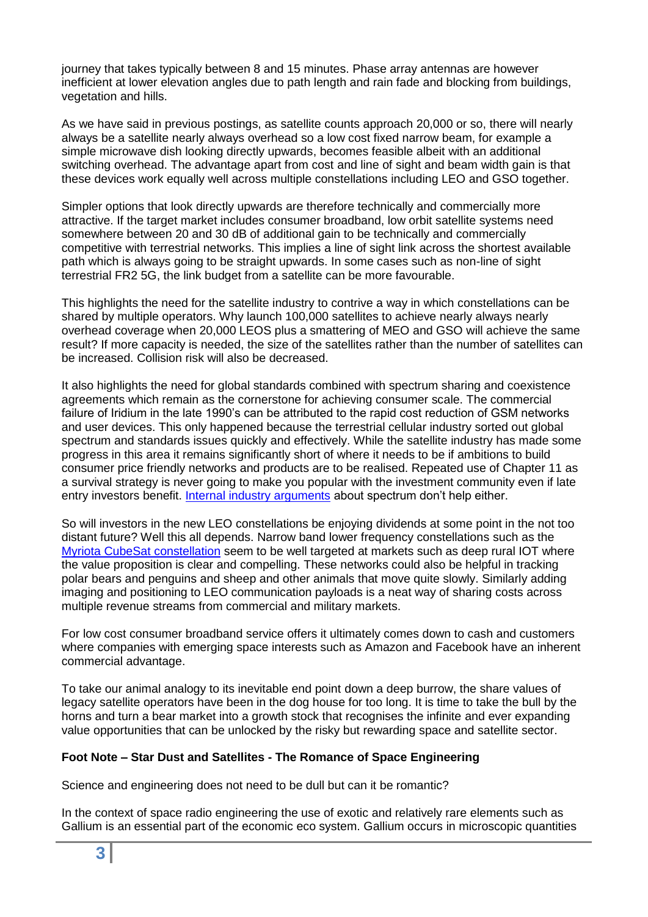journey that takes typically between 8 and 15 minutes. Phase array antennas are however inefficient at lower elevation angles due to path length and rain fade and blocking from buildings, vegetation and hills.

As we have said in previous postings, as satellite counts approach 20,000 or so, there will nearly always be a satellite nearly always overhead so a low cost fixed narrow beam, for example a simple microwave dish looking directly upwards, becomes feasible albeit with an additional switching overhead. The advantage apart from cost and line of sight and beam width gain is that these devices work equally well across multiple constellations including LEO and GSO together.

Simpler options that look directly upwards are therefore technically and commercially more attractive. If the target market includes consumer broadband, low orbit satellite systems need somewhere between 20 and 30 dB of additional gain to be technically and commercially competitive with terrestrial networks. This implies a line of sight link across the shortest available path which is always going to be straight upwards. In some cases such as non-line of sight terrestrial FR2 5G, the link budget from a satellite can be more favourable.

This highlights the need for the satellite industry to contrive a way in which constellations can be shared by multiple operators. Why launch 100,000 satellites to achieve nearly always nearly overhead coverage when 20,000 LEOS plus a smattering of MEO and GSO will achieve the same result? If more capacity is needed, the size of the satellites rather than the number of satellites can be increased. Collision risk will also be decreased.

It also highlights the need for global standards combined with spectrum sharing and coexistence agreements which remain as the cornerstone for achieving consumer scale. The commercial failure of Iridium in the late 1990's can be attributed to the rapid cost reduction of GSM networks and user devices. This only happened because the terrestrial cellular industry sorted out global spectrum and standards issues quickly and effectively. While the satellite industry has made some progress in this area it remains significantly short of where it needs to be if ambitions to build consumer price friendly networks and products are to be realised. Repeated use of Chapter 11 as a survival strategy is never going to make you popular with the investment community even if late entry investors benefit. Internal industry arguments about spectrum don't help either.

So will investors in the new LEO constellations be enjoying dividends at some point in the not too distant future? Well this all depends. Narrow band lower frequency constellations such as the Myriota CubeSat constellation seem to be well targeted at markets such as deep rural IOT where the value proposition is clear and compelling. These networks could also be helpful in tracking polar bears and penguins and sheep and other animals that move quite slowly. Similarly adding imaging and positioning to LEO communication payloads is a neat way of sharing costs across multiple revenue streams from commercial and military markets.

For low cost consumer broadband service offers it ultimately comes down to cash and customers where companies with emerging space interests such as Amazon and Facebook have an inherent commercial advantage.

To take our animal analogy to its inevitable end point down a deep burrow, the share values of legacy satellite operators have been in the dog house for too long. It is time to take the bull by the horns and turn a bear market into a growth stock that recognises the infinite and ever expanding value opportunities that can be unlocked by the risky but rewarding space and satellite sector.

**Foot Note – Star Dust and Satellites - The Romance of Space Engineering**

Science and engineering does not need to be dull but can it be romantic?

In the context of space radio engineering the use of exotic and relatively rare elements such as Gallium is an essential part of the economic eco system. Gallium occurs in microscopic quantities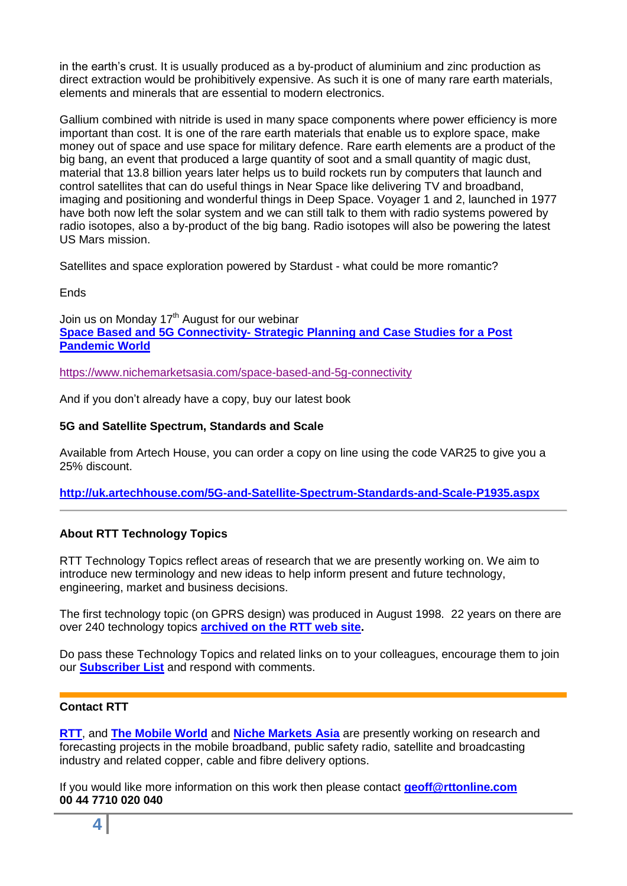in the earth's crust. It is usually produced as a by-product of aluminium and zinc production as direct extraction would be prohibitively expensive. As such it is one of many rare earth materials, elements and minerals that are essential to modern electronics.

Gallium combined with nitride is used in many space components where power efficiency is more important than cost. It is one of the rare earth materials that enable us to explore space, make money out of space and use space for military defence. Rare earth elements are a product of the big bang, an event that produced a large quantity of soot and a small quantity of magic dust, material that 13.8 billion years later helps us to build rockets run by computers that launch and control satellites that can do useful things in Near Space like delivering TV and broadband, imaging and positioning and wonderful things in Deep Space. Voyager 1 and 2, launched in 1977 have both now left the solar system and we can still talk to them with radio systems powered by radio isotopes, also a by-product of the big bang. Radio isotopes will also be powering the latest US Mars mission.

Satellites and space exploration powered by Stardust - what could be more romantic?

Ends

Join us on Monday 17th August for our webinar
**Space Based and 5G Connectivity- Strategic Planning and Case Studies for a Post Pandemic World**

https://www.nichemarketsasia.com/space-based-and-5g-connectivity

And if you don't already have a copy, buy our latest book

**5G and Satellite Spectrum, Standards and Scale**

Available from Artech House, you can order a copy on line using the code VAR25 to give you a 25% discount.

**http://uk.artechhouse.com/5G-and-Satellite-Spectrum-Standards-and-Scale-P1935.aspx**

---

### About RTT Technology Topics

RTT Technology Topics reflect areas of research that we are presently working on. We aim to introduce new terminology and new ideas to help inform present and future technology, engineering, market and business decisions.

The first technology topic (on GPRS design) was produced in August 1998. 22 years on there are over 240 technology topics **archived on the RTT web site.**

Do pass these Technology Topics and related links on to your colleagues, encourage them to join our **Subscriber List** and respond with comments.

---

### Contact RTT

**RTT**, and **The Mobile World** and **Niche Markets Asia** are presently working on research and forecasting projects in the mobile broadband, public safety radio, satellite and broadcasting industry and related copper, cable and fibre delivery options.

If you would like more information on this work then please contact **geoff@rttonline.com**
**00 44 7710 020 040**